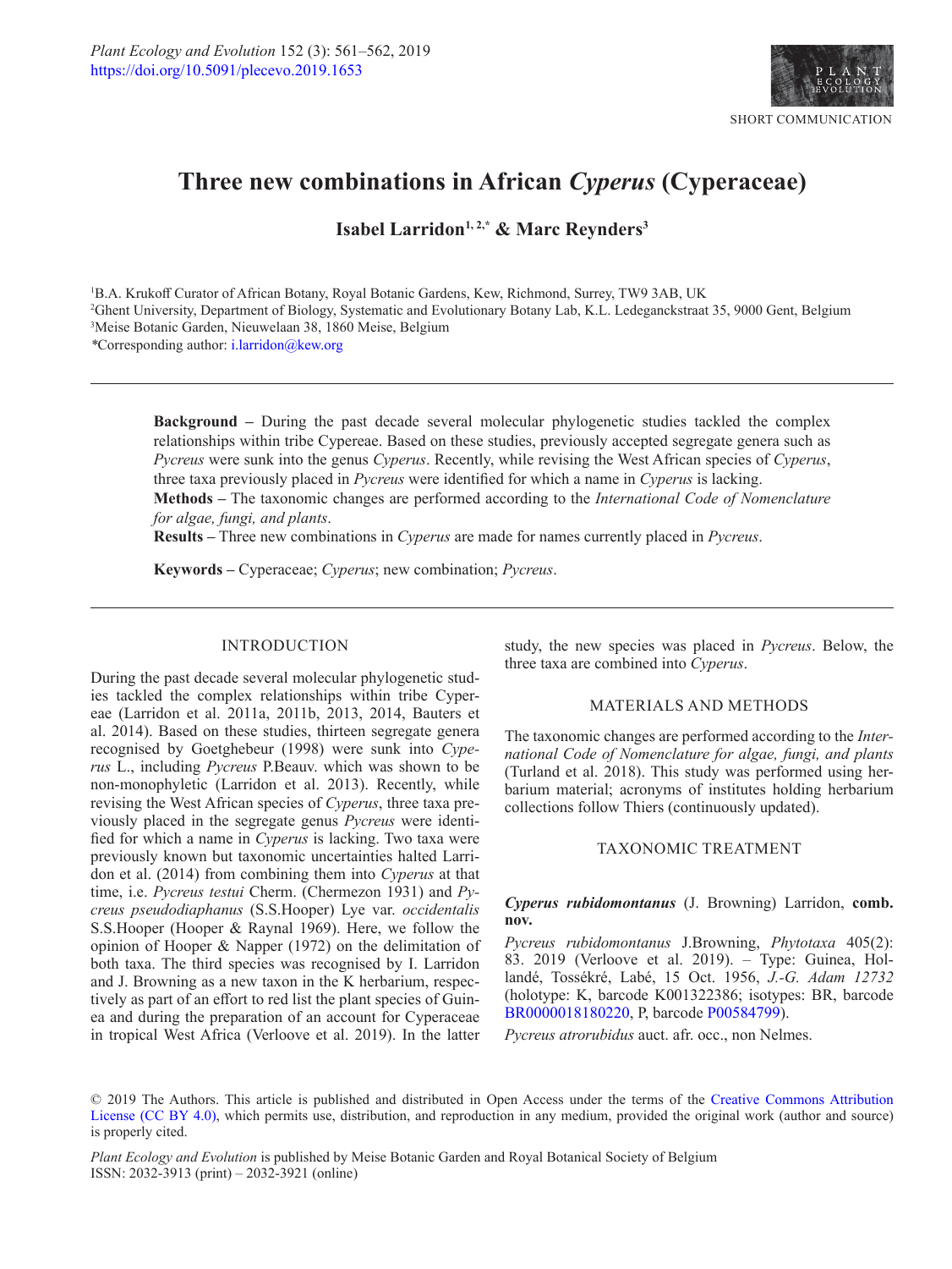SHORT COMMUNICATION

# Three new combinations in African *Cyperus* (Cyperaceae)

**Isabel Larridon**[1,2,*] **& Marc Reynders**[3]

[1]B.A. Krukoff Curator of African Botany, Royal Botanic Gardens, Kew, Richmond, Surrey, TW9 3AB, UK
[2]Ghent University, Department of Biology, Systematic and Evolutionary Botany Lab, K.L. Ledeganckstraat 35, 9000 Gent, Belgium
[3]Meise Botanic Garden, Nieuwelaan 38, 1860 Meise, Belgium
*Corresponding author: i.larridon@kew.org

---

**Background –** During the past decade several molecular phylogenetic studies tackled the complex relationships within tribe Cypereae. Based on these studies, previously accepted segregate genera such as *Pycreus* were sunk into the genus *Cyperus*. Recently, while revising the West African species of *Cyperus*, three taxa previously placed in *Pycreus* were identified for which a name in *Cyperus* is lacking.
**Methods –** The taxonomic changes are performed according to the *International Code of Nomenclature for algae, fungi, and plants*.
**Results –** Three new combinations in *Cyperus* are made for names currently placed in *Pycreus*.

**Keywords –** Cyperaceae; *Cyperus*; new combination; *Pycreus*.

---

## INTRODUCTION

During the past decade several molecular phylogenetic studies tackled the complex relationships within tribe Cypereae (Larridon et al. 2011a, 2011b, 2013, 2014, Bauters et al. 2014). Based on these studies, thirteen segregate genera recognised by Goetghebeur (1998) were sunk into *Cyperus* L., including *Pycreus* P.Beauv. which was shown to be non-monophyletic (Larridon et al. 2013). Recently, while revising the West African species of *Cyperus*, three taxa previously placed in the segregate genus *Pycreus* were identified for which a name in *Cyperus* is lacking. Two taxa were previously known but taxonomic uncertainties halted Larridon et al. (2014) from combining them into *Cyperus* at that time, i.e. *Pycreus testui* Cherm. (Chermezon 1931) and *Pycreus pseudodiaphanus* (S.S.Hooper) Lye var. *occidentalis* S.S.Hooper (Hooper & Raynal 1969). Here, we follow the opinion of Hooper & Napper (1972) on the delimitation of both taxa. The third species was recognised by I. Larridon and J. Browning as a new taxon in the K herbarium, respectively as part of an effort to red list the plant species of Guinea and during the preparation of an account for Cyperaceae in tropical West Africa (Verloove et al. 2019). In the latter study, the new species was placed in *Pycreus*. Below, the three taxa are combined into *Cyperus*.

## MATERIALS AND METHODS

The taxonomic changes are performed according to the *International Code of Nomenclature for algae, fungi, and plants* (Turland et al. 2018). This study was performed using herbarium material; acronyms of institutes holding herbarium collections follow Thiers (continuously updated).

## TAXONOMIC TREATMENT

***Cyperus rubidomontanus*** (J. Browning) Larridon, **comb. nov.**

*Pycreus rubidomontanus* J.Browning, *Phytotaxa* 405(2): 83. 2019 (Verloove et al. 2019). – Type: Guinea, Hollandé, Tossékré, Labé, 15 Oct. 1956, *J.-G. Adam 12732* (holotype: K, barcode K001322386; isotypes: BR, barcode BR0000018180220, P, barcode P00584799).

*Pycreus atrorubidus* auct. afr. occ., non Nelmes.

© 2019 The Authors. This article is published and distributed in Open Access under the terms of the Creative Commons Attribution License (CC BY 4.0), which permits use, distribution, and reproduction in any medium, provided the original work (author and source) is properly cited.

*Plant Ecology and Evolution* is published by Meise Botanic Garden and Royal Botanical Society of Belgium
ISSN: 2032-3913 (print) – 2032-3921 (online)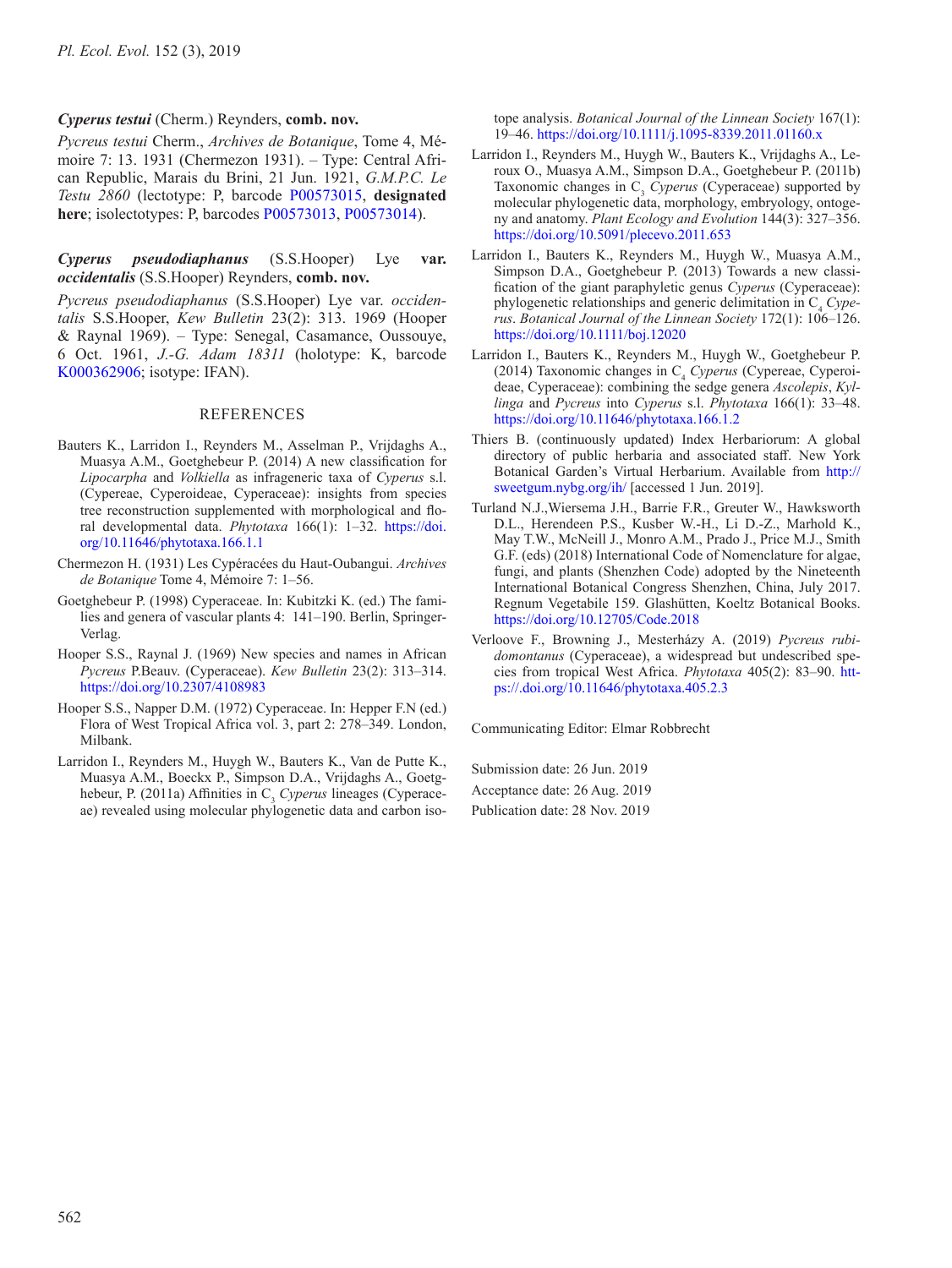***Cyperus testui*** (Cherm.) Reynders, **comb. nov.**

*Pycreus testui* Cherm., *Archives de Botanique*, Tome 4, Mémoire 7: 13. 1931 (Chermezon 1931). – Type: Central African Republic, Marais du Brini, 21 Jun. 1921, *G.M.P.C. Le Testu 2860* (lectotype: P, barcode P00573015, **designated here**; isolectotypes: P, barcodes P00573013, P00573014).

***Cyperus pseudodiaphanus*** (S.S.Hooper) Lye **var. *occidentalis*** (S.S.Hooper) Reynders, **comb. nov.**

*Pycreus pseudodiaphanus* (S.S.Hooper) Lye var. *occidentalis* S.S.Hooper, *Kew Bulletin* 23(2): 313. 1969 (Hooper & Raynal 1969). – Type: Senegal, Casamance, Oussouye, 6 Oct. 1961, *J.-G. Adam 18311* (holotype: K, barcode K000362906; isotype: IFAN).

## REFERENCES

Bauters K., Larridon I., Reynders M., Asselman P., Vrijdaghs A., Muasya A.M., Goetghebeur P. (2014) A new classification for *Lipocarpha* and *Volkiella* as infrageneric taxa of *Cyperus* s.l. (Cypereae, Cyperoideae, Cyperaceae): insights from species tree reconstruction supplemented with morphological and floral developmental data. *Phytotaxa* 166(1): 1–32. https://doi.org/10.11646/phytotaxa.166.1.1

Chermezon H. (1931) Les Cypéracées du Haut-Oubangui. *Archives de Botanique* Tome 4, Mémoire 7: 1–56.

Goetghebeur P. (1998) Cyperaceae. In: Kubitzki K. (ed.) The families and genera of vascular plants 4: 141–190. Berlin, Springer-Verlag.

Hooper S.S., Raynal J. (1969) New species and names in African *Pycreus* P.Beauv. (Cyperaceae). *Kew Bulletin* 23(2): 313–314. https://doi.org/10.2307/4108983

Hooper S.S., Napper D.M. (1972) Cyperaceae. In: Hepper F.N (ed.) Flora of West Tropical Africa vol. 3, part 2: 278–349. London, Milbank.

Larridon I., Reynders M., Huygh W., Bauters K., Van de Putte K., Muasya A.M., Boeckx P., Simpson D.A., Vrijdaghs A., Goetghebeur, P. (2011a) Affinities in $C_3$ *Cyperus* lineages (Cyperaceae) revealed using molecular phylogenetic data and carbon isotope analysis. *Botanical Journal of the Linnean Society* 167(1): 19–46. https://doi.org/10.1111/j.1095-8339.2011.01160.x

Larridon I., Reynders M., Huygh W., Bauters K., Vrijdaghs A., Leroux O., Muasya A.M., Simpson D.A., Goetghebeur P. (2011b) Taxonomic changes in $C_3$ *Cyperus* (Cyperaceae) supported by molecular phylogenetic data, morphology, embryology, ontogeny and anatomy. *Plant Ecology and Evolution* 144(3): 327–356. https://doi.org/10.5091/plecevo.2011.653

Larridon I., Bauters K., Reynders M., Huygh W., Muasya A.M., Simpson D.A., Goetghebeur P. (2013) Towards a new classification of the giant paraphyletic genus *Cyperus* (Cyperaceae): phylogenetic relationships and generic delimitation in $C_4$ *Cyperus*. *Botanical Journal of the Linnean Society* 172(1): 106–126. https://doi.org/10.1111/boj.12020

Larridon I., Bauters K., Reynders M., Huygh W., Goetghebeur P. (2014) Taxonomic changes in $C_4$ *Cyperus* (Cypereae, Cyperoideae, Cyperaceae): combining the sedge genera *Ascolepis*, *Kyllinga* and *Pycreus* into *Cyperus* s.l. *Phytotaxa* 166(1): 33–48. https://doi.org/10.11646/phytotaxa.166.1.2

Thiers B. (continuously updated) Index Herbariorum: A global directory of public herbaria and associated staff. New York Botanical Garden's Virtual Herbarium. Available from http://sweetgum.nybg.org/ih/ [accessed 1 Jun. 2019].

Turland N.J.,Wiersema J.H., Barrie F.R., Greuter W., Hawksworth D.L., Herendeen P.S., Kusber W.-H., Li D.-Z., Marhold K., May T.W., McNeill J., Monro A.M., Prado J., Price M.J., Smith G.F. (eds) (2018) International Code of Nomenclature for algae, fungi, and plants (Shenzhen Code) adopted by the Nineteenth International Botanical Congress Shenzhen, China, July 2017. Regnum Vegetabile 159. Glashütten, Koeltz Botanical Books. https://doi.org/10.12705/Code.2018

Verloove F., Browning J., Mesterházy A. (2019) *Pycreus rubidomontanus* (Cyperaceae), a widespread but undescribed species from tropical West Africa. *Phytotaxa* 405(2): 83–90. https://.doi.org/10.11646/phytotaxa.405.2.3

Communicating Editor: Elmar Robbrecht

Submission date: 26 Jun. 2019

Acceptance date: 26 Aug. 2019

Publication date: 28 Nov. 2019